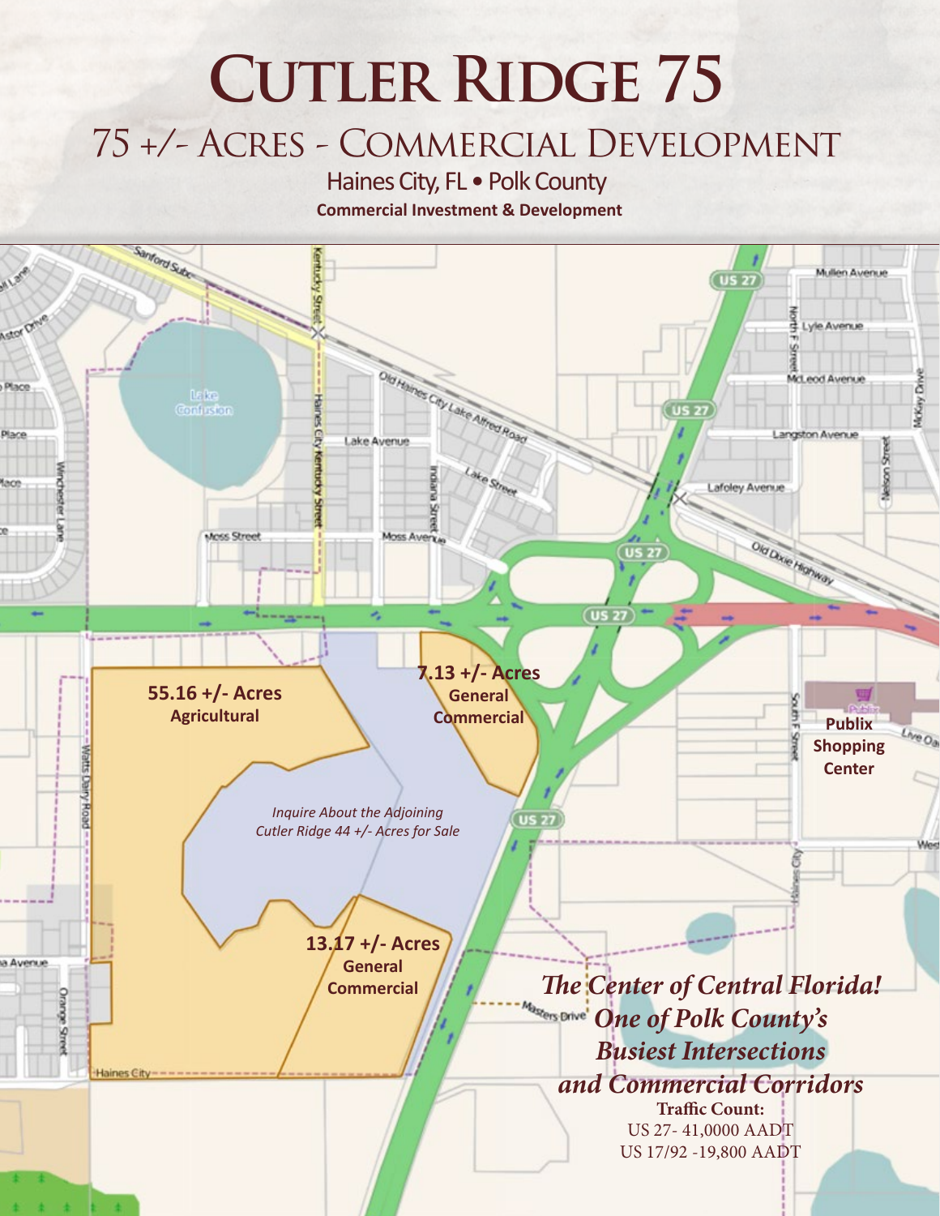# Cutler Ridge 75

## 75 +/- Acres - Commercial Development

Haines City, FL • Polk County

**Commercial Investment & Development**

**55.16 +/- Acres**
**Agricultural**

**7.13 +/- Acres**
**General Commercial**

*Inquire About the Adjoining Cutler Ridge 44 +/- Acres for Sale*

**13.17 +/- Acres**
**General Commercial**

**Publix Shopping Center**

***The Center of Central Florida!***
***One of Polk County's Busiest Intersections and Commercial Corridors***

**Traffic Count:**
US 27- 41,0000 AADT
US 17/92 -19,800 AADT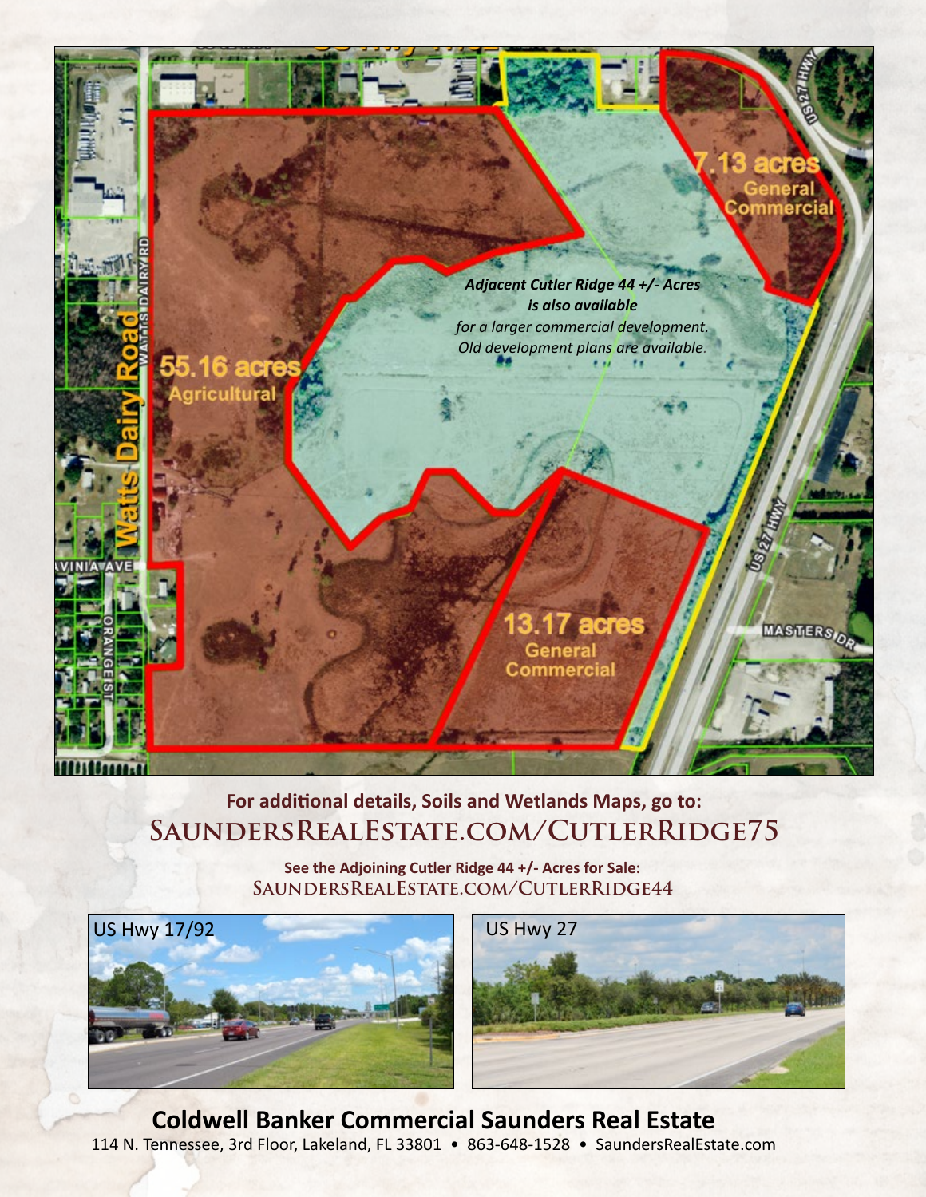**For additional details, Soils and Wetlands Maps, go to:**

**SaundersRealEstate.com/CutlerRidge75**

**See the Adjoining Cutler Ridge 44 +/- Acres for Sale:**

**SaundersRealEstate.com/CutlerRidge44**

US Hwy 17/92

US Hwy 27

**Coldwell Banker Commercial Saunders Real Estate**

114 N. Tennessee, 3rd Floor, Lakeland, FL 33801 • 863-648-1528 • SaundersRealEstate.com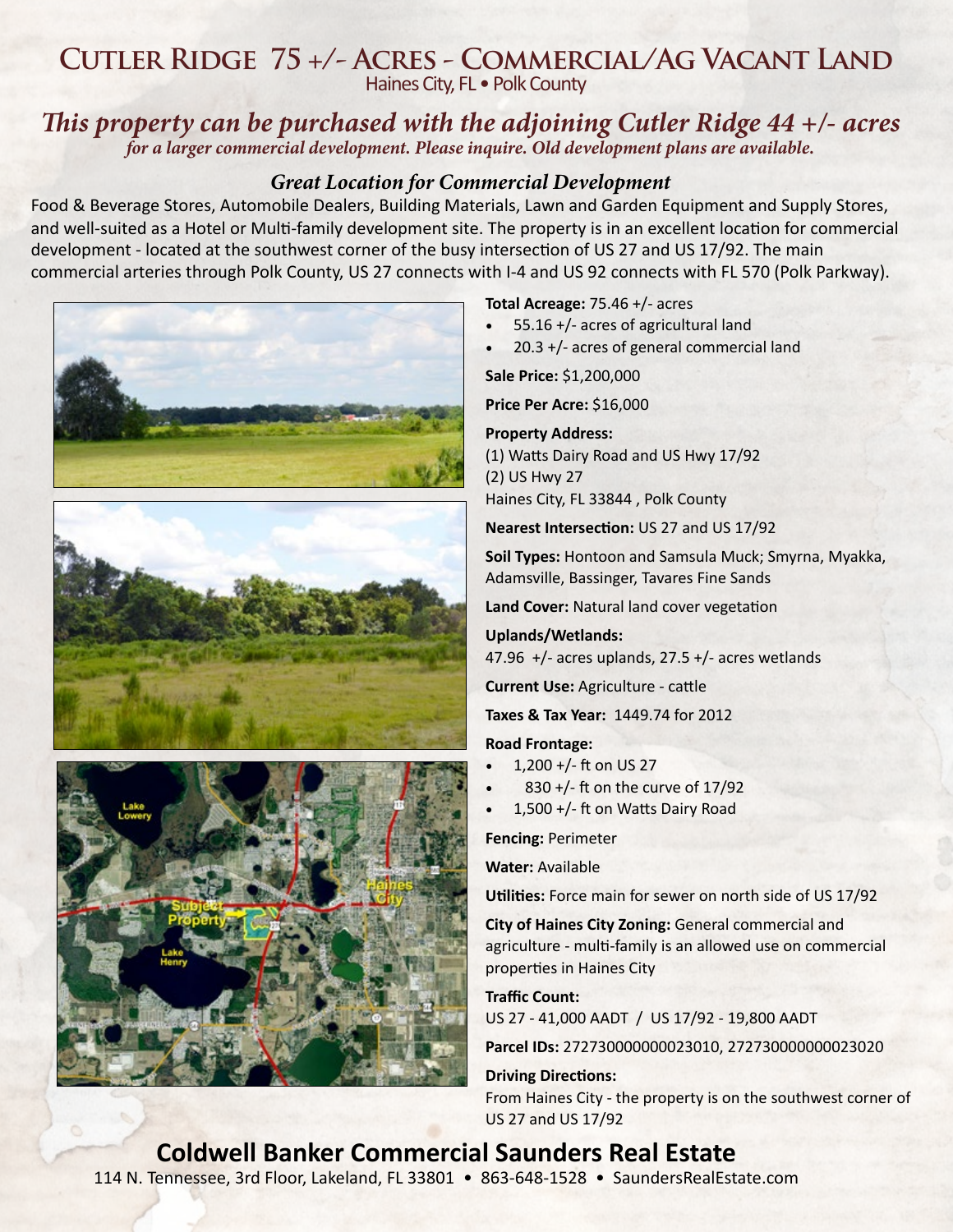# Cutler Ridge 75 +/- Acres - Commercial/Ag Vacant Land

Haines City, FL • Polk County

## *This property can be purchased with the adjoining Cutler Ridge 44 +/- acres*

***for a larger commercial development. Please inquire. Old development plans are available.***

### *Great Location for Commercial Development*

Food & Beverage Stores, Automobile Dealers, Building Materials, Lawn and Garden Equipment and Supply Stores, and well-suited as a Hotel or Multi-family development site. The property is in an excellent location for commercial development - located at the southwest corner of the busy intersection of US 27 and US 17/92. The main commercial arteries through Polk County, US 27 connects with I-4 and US 92 connects with FL 570 (Polk Parkway).

**Total Acreage:** 75.46 +/- acres

- 55.16 +/- acres of agricultural land
- 20.3 +/- acres of general commercial land

**Sale Price:** $1,200,000

**Price Per Acre:** $16,000

**Property Address:**
(1) Watts Dairy Road and US Hwy 17/92
(2) US Hwy 27
Haines City, FL 33844 , Polk County

**Nearest Intersection:** US 27 and US 17/92

**Soil Types:** Hontoon and Samsula Muck; Smyrna, Myakka, Adamsville, Bassinger, Tavares Fine Sands

**Land Cover:** Natural land cover vegetation

**Uplands/Wetlands:**
47.96 +/- acres uplands, 27.5 +/- acres wetlands

**Current Use:** Agriculture - cattle

**Taxes & Tax Year:** 1449.74 for 2012

**Road Frontage:**

- 1,200 +/- ft on US 27
- 830 +/- ft on the curve of 17/92
- 1,500 +/- ft on Watts Dairy Road

**Fencing:** Perimeter

**Water:** Available

**Utilities:** Force main for sewer on north side of US 17/92

**City of Haines City Zoning:** General commercial and agriculture - multi-family is an allowed use on commercial properties in Haines City

**Traffic Count:**
US 27 - 41,000 AADT / US 17/92 - 19,800 AADT

**Parcel IDs:** 272730000000023010, 272730000000023020

**Driving Directions:**
From Haines City - the property is on the southwest corner of US 27 and US 17/92

## Coldwell Banker Commercial Saunders Real Estate

114 N. Tennessee, 3rd Floor, Lakeland, FL 33801 • 863-648-1528 • SaundersRealEstate.com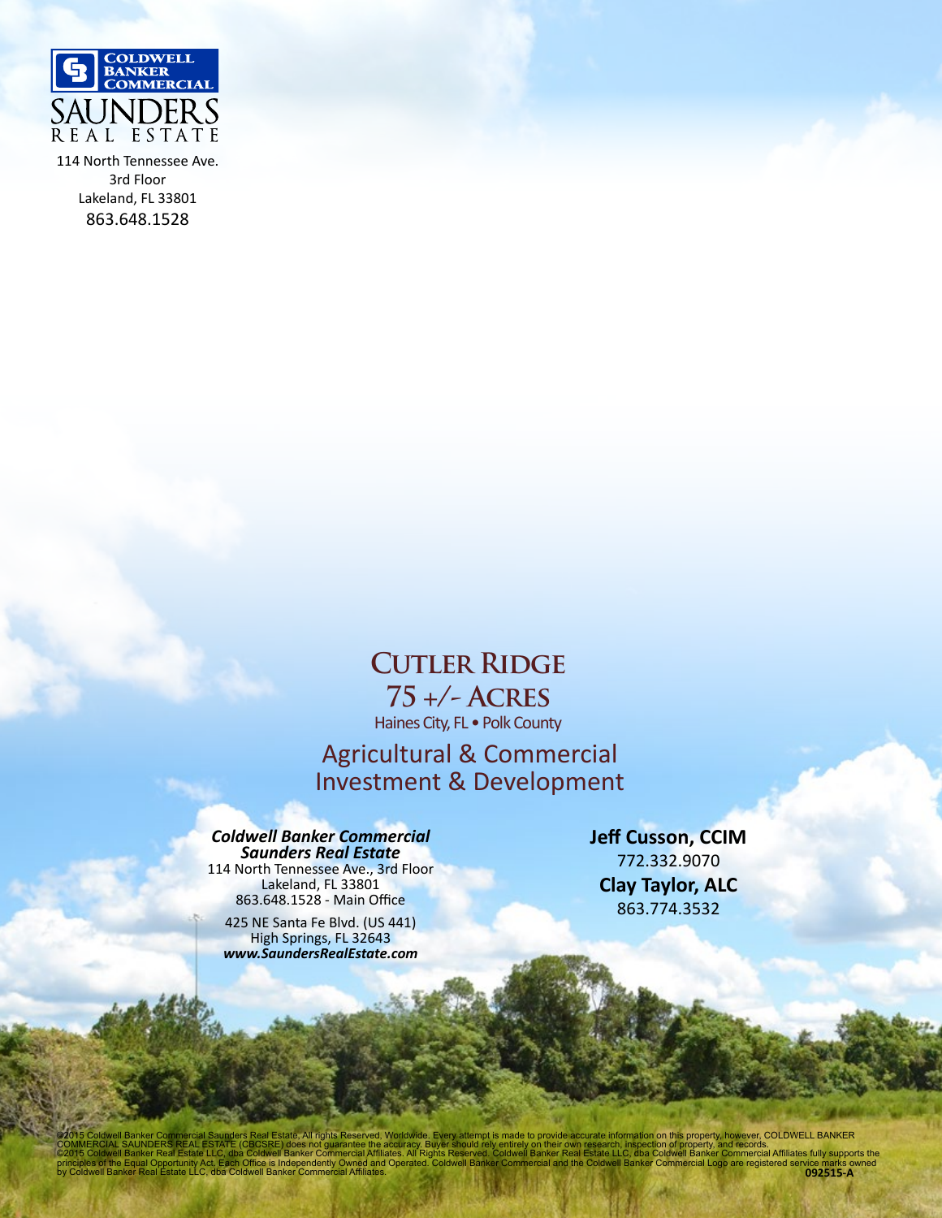COLDWELL BANKER COMMERCIAL

SAUNDERS REAL ESTATE

114 North Tennessee Ave.
3rd Floor
Lakeland, FL 33801
863.648.1528

# Cutler Ridge

## 75 +/- Acres

Haines City, FL • Polk County

Agricultural & Commercial
Investment & Development

***Coldwell Banker Commercial Saunders Real Estate***
114 North Tennessee Ave., 3rd Floor
Lakeland, FL 33801
863.648.1528 - Main Office

425 NE Santa Fe Blvd. (US 441)
High Springs, FL 32643
***www.SaundersRealEstate.com***

**Jeff Cusson, CCIM**
772.332.9070
**Clay Taylor, ALC**
863.774.3532

©2015 Coldwell Banker Commercial Saunders Real Estate. All rights Reserved. Worldwide. Every attempt is made to provide accurate information on this property, however, COLDWELL BANKER COMMERCIAL SAUNDERS REAL ESTATE (CBCSRE) does not guarantee the accuracy. Buyer should rely entirely on their own research, inspection of property, and records.
©2015 Coldwell Banker Real Estate LLC, dba Coldwell Banker Commercial Affiliates. All Rights Reserved. Coldwell Banker Real Estate LLC, dba Coldwell Banker Commercial Affiliates fully supports the principles of the Equal Opportunity Act. Each Office is Independently Owned and Operated. Coldwell Banker Commercial and the Coldwell Banker Commercial Logo are registered service marks owned by Coldwell Banker Real Estate LLC, dba Coldwell Banker Commercial Affiliates.
**092515-A**